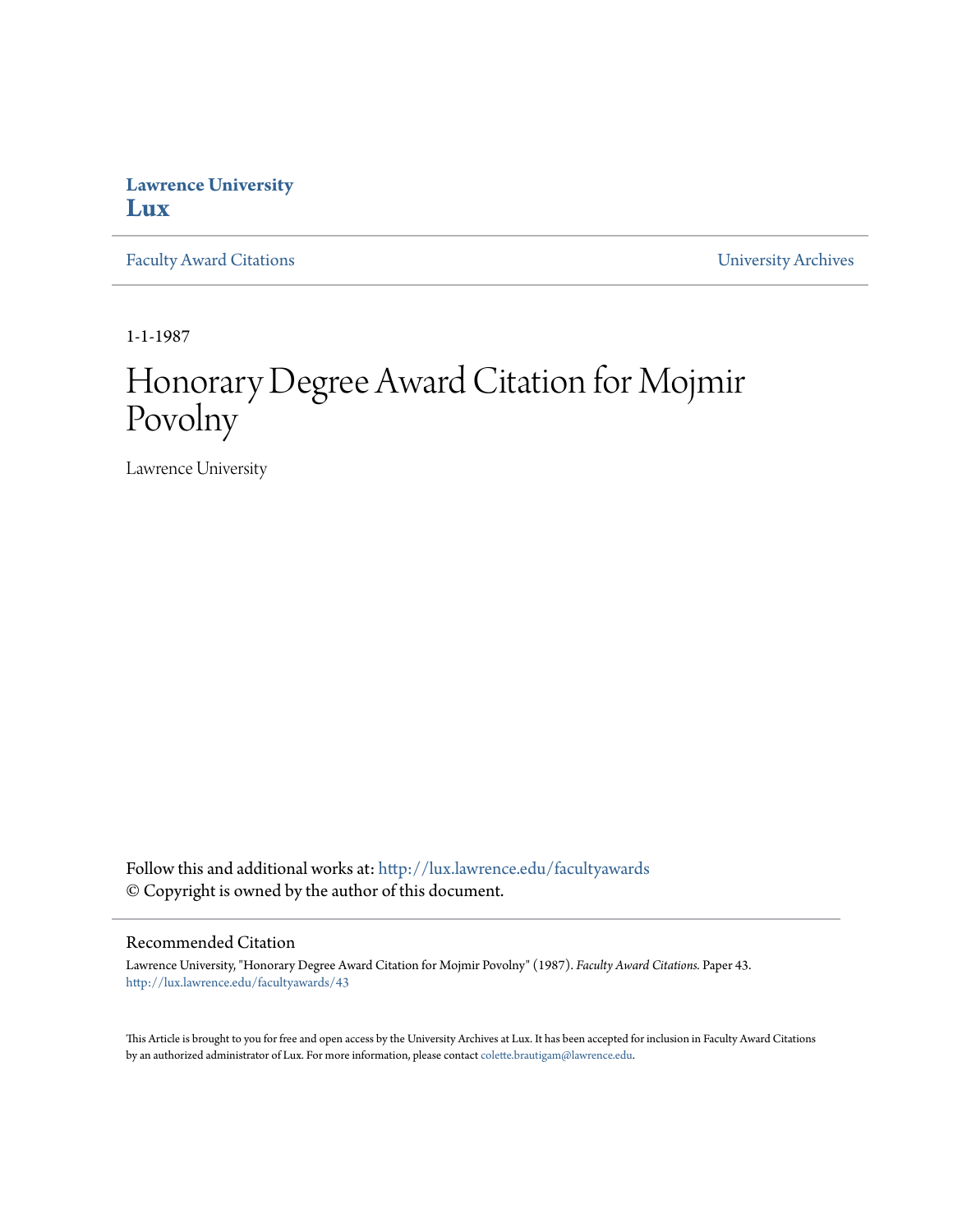**Lawrence University**
**Lux**

Faculty Award Citations | University Archives

1-1-1987

# Honorary Degree Award Citation for Mojmir Povolny

Lawrence University

Follow this and additional works at: http://lux.lawrence.edu/facultyawards
© Copyright is owned by the author of this document.

## Recommended Citation

Lawrence University, "Honorary Degree Award Citation for Mojmir Povolny" (1987). *Faculty Award Citations.* Paper 43.
http://lux.lawrence.edu/facultyawards/43

This Article is brought to you for free and open access by the University Archives at Lux. It has been accepted for inclusion in Faculty Award Citations by an authorized administrator of Lux. For more information, please contact colette.brautigam@lawrence.edu.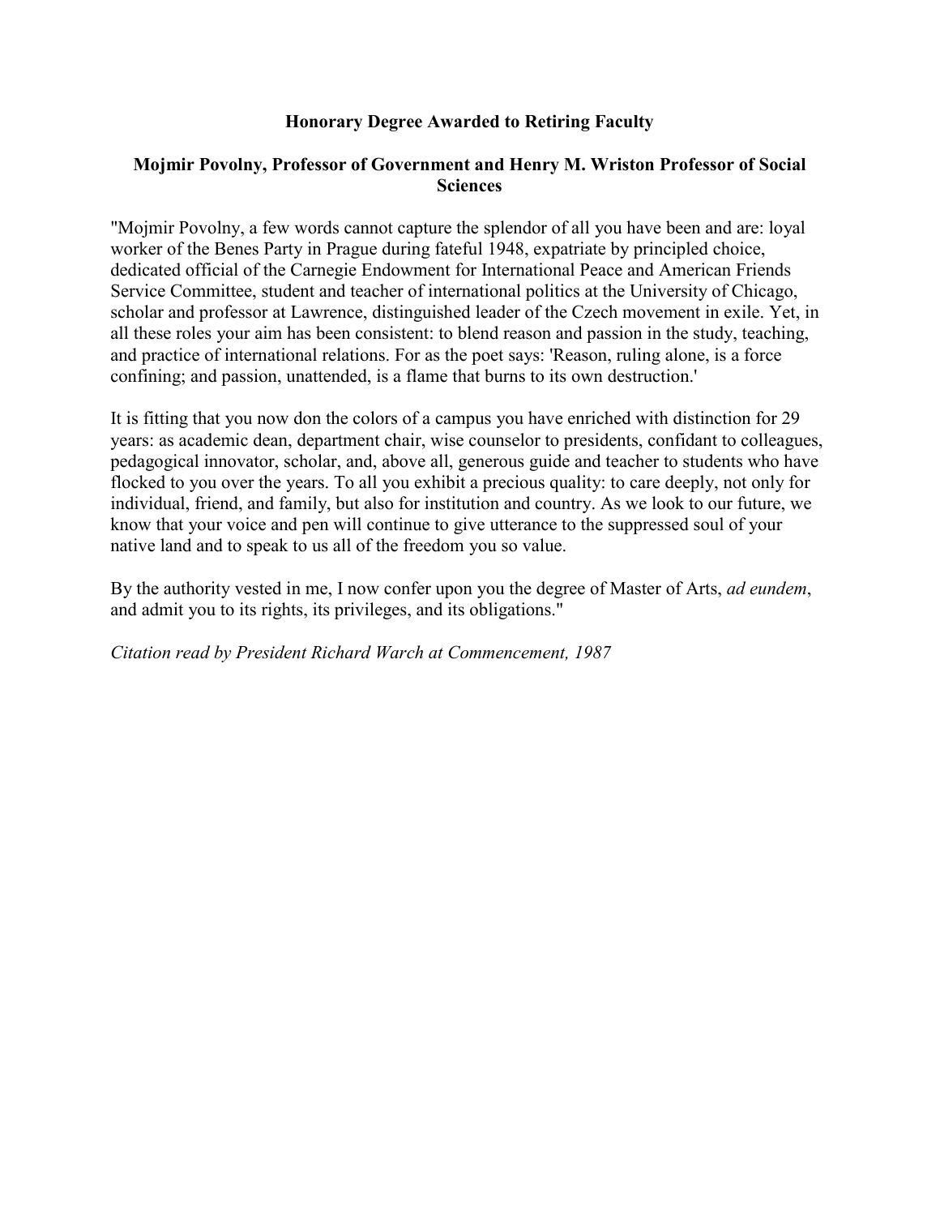### Honorary Degree Awarded to Retiring Faculty

### Mojmir Povolny, Professor of Government and Henry M. Wriston Professor of Social Sciences

"Mojmir Povolny, a few words cannot capture the splendor of all you have been and are: loyal worker of the Benes Party in Prague during fateful 1948, expatriate by principled choice, dedicated official of the Carnegie Endowment for International Peace and American Friends Service Committee, student and teacher of international politics at the University of Chicago, scholar and professor at Lawrence, distinguished leader of the Czech movement in exile. Yet, in all these roles your aim has been consistent: to blend reason and passion in the study, teaching, and practice of international relations. For as the poet says: 'Reason, ruling alone, is a force confining; and passion, unattended, is a flame that burns to its own destruction.'

It is fitting that you now don the colors of a campus you have enriched with distinction for 29 years: as academic dean, department chair, wise counselor to presidents, confidant to colleagues, pedagogical innovator, scholar, and, above all, generous guide and teacher to students who have flocked to you over the years. To all you exhibit a precious quality: to care deeply, not only for individual, friend, and family, but also for institution and country. As we look to our future, we know that your voice and pen will continue to give utterance to the suppressed soul of your native land and to speak to us all of the freedom you so value.

By the authority vested in me, I now confer upon you the degree of Master of Arts, *ad eundem*, and admit you to its rights, its privileges, and its obligations."

*Citation read by President Richard Warch at Commencement, 1987*